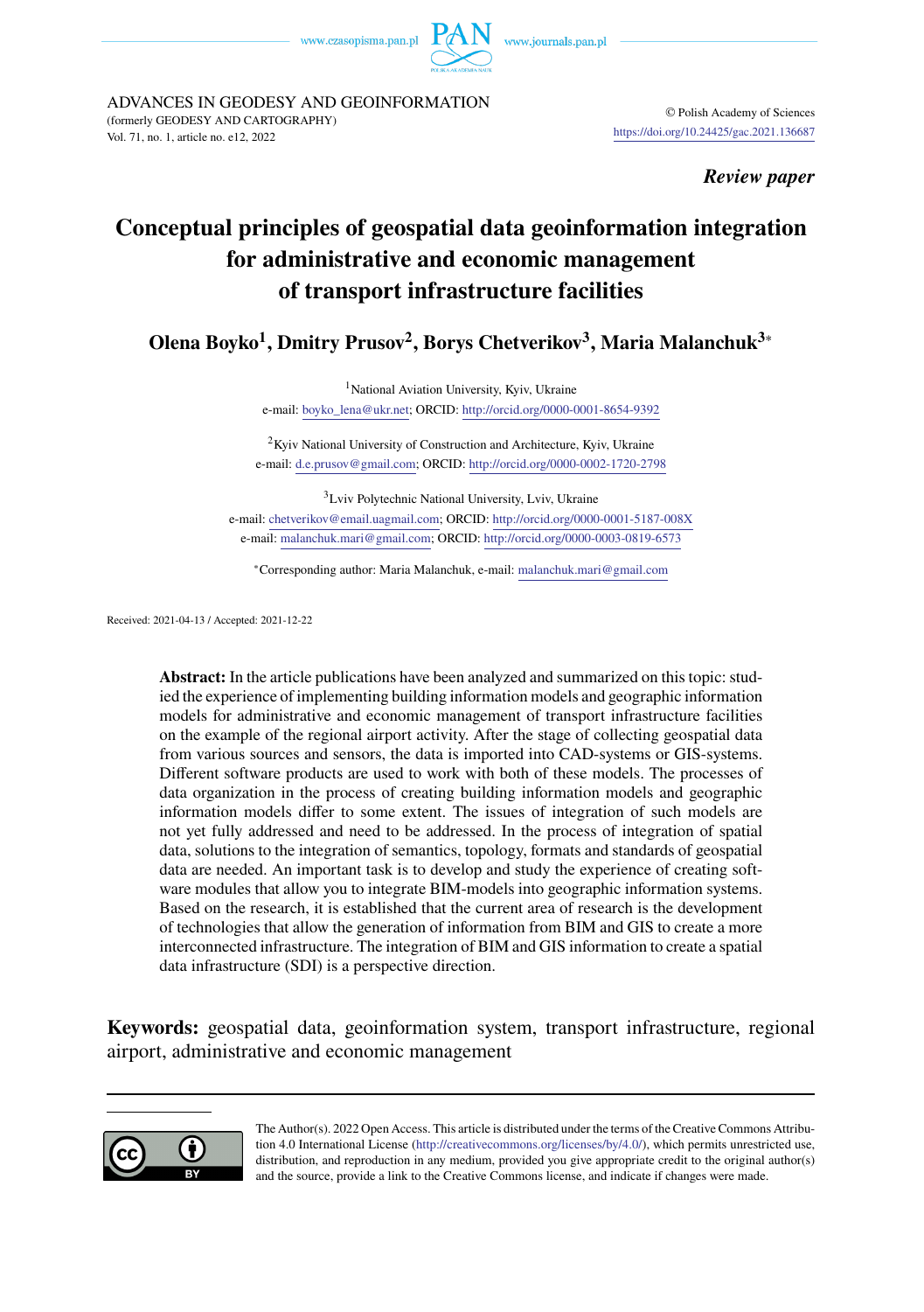ADVANCES IN GEODESY AND GEOINFORMATION
(formerly GEODESY AND CARTOGRAPHY)
Vol. 71, no. 1, article no. e12, 2022

© Polish Academy of Sciences
https://doi.org/10.24425/gac.2021.136687

*Review paper*

# Conceptual principles of geospatial data geoinformation integration for administrative and economic management of transport infrastructure facilities

**Olena Boyko[1], Dmitry Prusov[2], Borys Chetverikov[3], Maria Malanchuk[3]***

[1]National Aviation University, Kyiv, Ukraine
e-mail: boyko_lena@ukr.net; ORCID: http://orcid.org/0000-0001-8654-9392

[2]Kyiv National University of Construction and Architecture, Kyiv, Ukraine
e-mail: d.e.prusov@gmail.com; ORCID: http://orcid.org/0000-0002-1720-2798

[3]Lviv Polytechnic National University, Lviv, Ukraine
e-mail: chetverikov@email.uagmail.com; ORCID: http://orcid.org/0000-0001-5187-008X
e-mail: malanchuk.mari@gmail.com; ORCID: http://orcid.org/0000-0003-0819-6573

*Corresponding author: Maria Malanchuk, e-mail: malanchuk.mari@gmail.com

Received: 2021-04-13 / Accepted: 2021-12-22

**Abstract:** In the article publications have been analyzed and summarized on this topic: studied the experience of implementing building information models and geographic information models for administrative and economic management of transport infrastructure facilities on the example of the regional airport activity. After the stage of collecting geospatial data from various sources and sensors, the data is imported into CAD-systems or GIS-systems. Different software products are used to work with both of these models. The processes of data organization in the process of creating building information models and geographic information models differ to some extent. The issues of integration of such models are not yet fully addressed and need to be addressed. In the process of integration of spatial data, solutions to the integration of semantics, topology, formats and standards of geospatial data are needed. An important task is to develop and study the experience of creating software modules that allow you to integrate BIM-models into geographic information systems. Based on the research, it is established that the current area of research is the development of technologies that allow the generation of information from BIM and GIS to create a more interconnected infrastructure. The integration of BIM and GIS information to create a spatial data infrastructure (SDI) is a perspective direction.

**Keywords:** geospatial data, geoinformation system, transport infrastructure, regional airport, administrative and economic management

The Author(s). 2022 Open Access. This article is distributed under the terms of the Creative Commons Attribution 4.0 International License (http://creativecommons.org/licenses/by/4.0/), which permits unrestricted use, distribution, and reproduction in any medium, provided you give appropriate credit to the original author(s) and the source, provide a link to the Creative Commons license, and indicate if changes were made.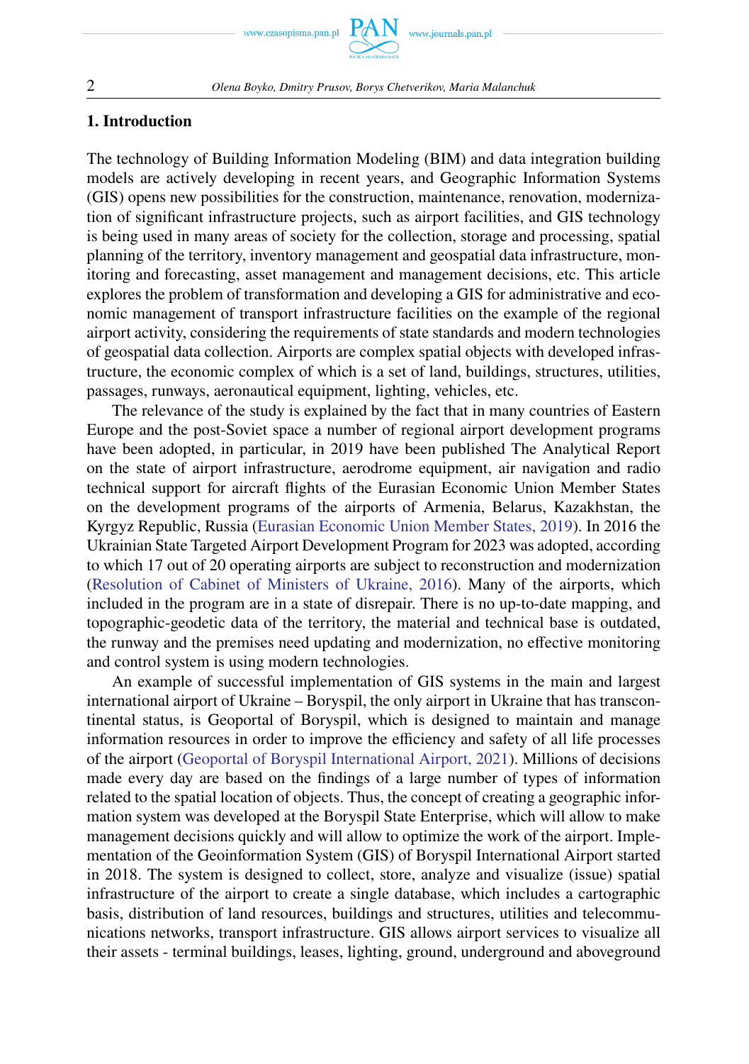## 1. Introduction

The technology of Building Information Modeling (BIM) and data integration building models are actively developing in recent years, and Geographic Information Systems (GIS) opens new possibilities for the construction, maintenance, renovation, modernization of significant infrastructure projects, such as airport facilities, and GIS technology is being used in many areas of society for the collection, storage and processing, spatial planning of the territory, inventory management and geospatial data infrastructure, monitoring and forecasting, asset management and management decisions, etc. This article explores the problem of transformation and developing a GIS for administrative and economic management of transport infrastructure facilities on the example of the regional airport activity, considering the requirements of state standards and modern technologies of geospatial data collection. Airports are complex spatial objects with developed infrastructure, the economic complex of which is a set of land, buildings, structures, utilities, passages, runways, aeronautical equipment, lighting, vehicles, etc.

The relevance of the study is explained by the fact that in many countries of Eastern Europe and the post-Soviet space a number of regional airport development programs have been adopted, in particular, in 2019 have been published The Analytical Report on the state of airport infrastructure, aerodrome equipment, air navigation and radio technical support for aircraft flights of the Eurasian Economic Union Member States on the development programs of the airports of Armenia, Belarus, Kazakhstan, the Kyrgyz Republic, Russia (Eurasian Economic Union Member States, 2019). In 2016 the Ukrainian State Targeted Airport Development Program for 2023 was adopted, according to which 17 out of 20 operating airports are subject to reconstruction and modernization (Resolution of Cabinet of Ministers of Ukraine, 2016). Many of the airports, which included in the program are in a state of disrepair. There is no up-to-date mapping, and topographic-geodetic data of the territory, the material and technical base is outdated, the runway and the premises need updating and modernization, no effective monitoring and control system is using modern technologies.

An example of successful implementation of GIS systems in the main and largest international airport of Ukraine – Boryspil, the only airport in Ukraine that has transcontinental status, is Geoportal of Boryspil, which is designed to maintain and manage information resources in order to improve the efficiency and safety of all life processes of the airport (Geoportal of Boryspil International Airport, 2021). Millions of decisions made every day are based on the findings of a large number of types of information related to the spatial location of objects. Thus, the concept of creating a geographic information system was developed at the Boryspil State Enterprise, which will allow to make management decisions quickly and will allow to optimize the work of the airport. Implementation of the Geoinformation System (GIS) of Boryspil International Airport started in 2018. The system is designed to collect, store, analyze and visualize (issue) spatial infrastructure of the airport to create a single database, which includes a cartographic basis, distribution of land resources, buildings and structures, utilities and telecommunications networks, transport infrastructure. GIS allows airport services to visualize all their assets - terminal buildings, leases, lighting, ground, underground and aboveground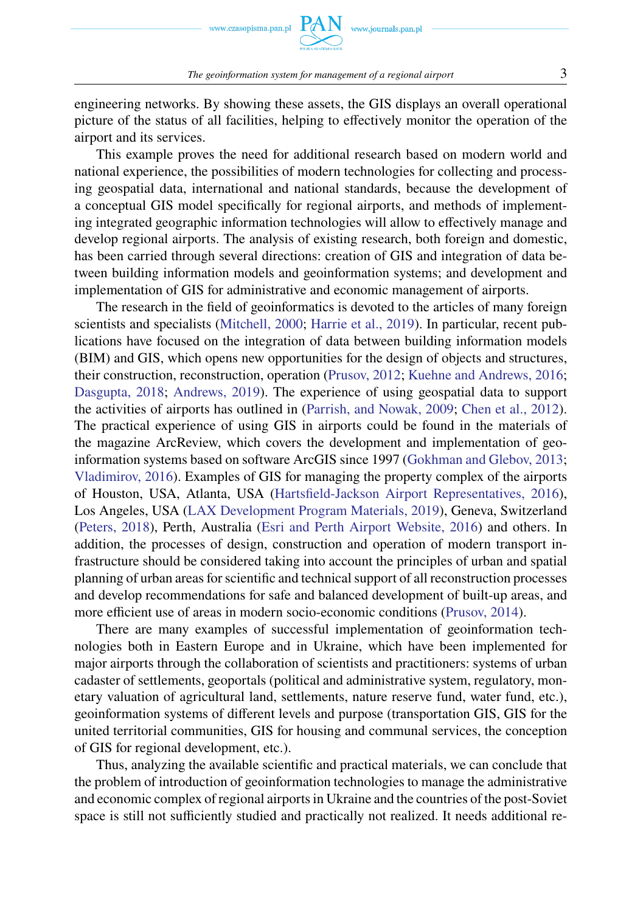engineering networks. By showing these assets, the GIS displays an overall operational picture of the status of all facilities, helping to effectively monitor the operation of the airport and its services.

This example proves the need for additional research based on modern world and national experience, the possibilities of modern technologies for collecting and processing geospatial data, international and national standards, because the development of a conceptual GIS model specifically for regional airports, and methods of implementing integrated geographic information technologies will allow to effectively manage and develop regional airports. The analysis of existing research, both foreign and domestic, has been carried through several directions: creation of GIS and integration of data between building information models and geoinformation systems; and development and implementation of GIS for administrative and economic management of airports.

The research in the field of geoinformatics is devoted to the articles of many foreign scientists and specialists (Mitchell, 2000; Harrie et al., 2019). In particular, recent publications have focused on the integration of data between building information models (BIM) and GIS, which opens new opportunities for the design of objects and structures, their construction, reconstruction, operation (Prusov, 2012; Kuehne and Andrews, 2016; Dasgupta, 2018; Andrews, 2019). The experience of using geospatial data to support the activities of airports has outlined in (Parrish, and Nowak, 2009; Chen et al., 2012). The practical experience of using GIS in airports could be found in the materials of the magazine ArcReview, which covers the development and implementation of geoinformation systems based on software ArcGIS since 1997 (Gokhman and Glebov, 2013; Vladimirov, 2016). Examples of GIS for managing the property complex of the airports of Houston, USA, Atlanta, USA (Hartsfield-Jackson Airport Representatives, 2016), Los Angeles, USA (LAX Development Program Materials, 2019), Geneva, Switzerland (Peters, 2018), Perth, Australia (Esri and Perth Airport Website, 2016) and others. In addition, the processes of design, construction and operation of modern transport infrastructure should be considered taking into account the principles of urban and spatial planning of urban areas for scientific and technical support of all reconstruction processes and develop recommendations for safe and balanced development of built-up areas, and more efficient use of areas in modern socio-economic conditions (Prusov, 2014).

There are many examples of successful implementation of geoinformation technologies both in Eastern Europe and in Ukraine, which have been implemented for major airports through the collaboration of scientists and practitioners: systems of urban cadaster of settlements, geoportals (political and administrative system, regulatory, monetary valuation of agricultural land, settlements, nature reserve fund, water fund, etc.), geoinformation systems of different levels and purpose (transportation GIS, GIS for the united territorial communities, GIS for housing and communal services, the conception of GIS for regional development, etc.).

Thus, analyzing the available scientific and practical materials, we can conclude that the problem of introduction of geoinformation technologies to manage the administrative and economic complex of regional airports in Ukraine and the countries of the post-Soviet space is still not sufficiently studied and practically not realized. It needs additional re-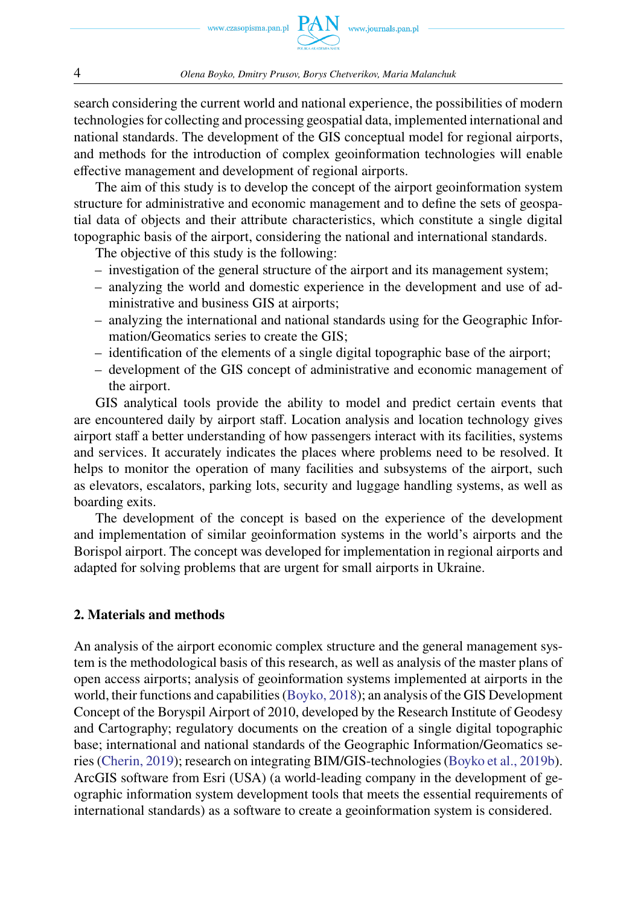search considering the current world and national experience, the possibilities of modern technologies for collecting and processing geospatial data, implemented international and national standards. The development of the GIS conceptual model for regional airports, and methods for the introduction of complex geoinformation technologies will enable effective management and development of regional airports.

The aim of this study is to develop the concept of the airport geoinformation system structure for administrative and economic management and to define the sets of geospatial data of objects and their attribute characteristics, which constitute a single digital topographic basis of the airport, considering the national and international standards.

The objective of this study is the following:

- investigation of the general structure of the airport and its management system;
- analyzing the world and domestic experience in the development and use of administrative and business GIS at airports;
- analyzing the international and national standards using for the Geographic Information/Geomatics series to create the GIS;
- identification of the elements of a single digital topographic base of the airport;
- development of the GIS concept of administrative and economic management of the airport.

GIS analytical tools provide the ability to model and predict certain events that are encountered daily by airport staff. Location analysis and location technology gives airport staff a better understanding of how passengers interact with its facilities, systems and services. It accurately indicates the places where problems need to be resolved. It helps to monitor the operation of many facilities and subsystems of the airport, such as elevators, escalators, parking lots, security and luggage handling systems, as well as boarding exits.

The development of the concept is based on the experience of the development and implementation of similar geoinformation systems in the world's airports and the Borispol airport. The concept was developed for implementation in regional airports and adapted for solving problems that are urgent for small airports in Ukraine.

## 2. Materials and methods

An analysis of the airport economic complex structure and the general management system is the methodological basis of this research, as well as analysis of the master plans of open access airports; analysis of geoinformation systems implemented at airports in the world, their functions and capabilities (Boyko, 2018); an analysis of the GIS Development Concept of the Boryspil Airport of 2010, developed by the Research Institute of Geodesy and Cartography; regulatory documents on the creation of a single digital topographic base; international and national standards of the Geographic Information/Geomatics series (Cherin, 2019); research on integrating BIM/GIS-technologies (Boyko et al., 2019b). ArcGIS software from Esri (USA) (a world-leading company in the development of geographic information system development tools that meets the essential requirements of international standards) as a software to create a geoinformation system is considered.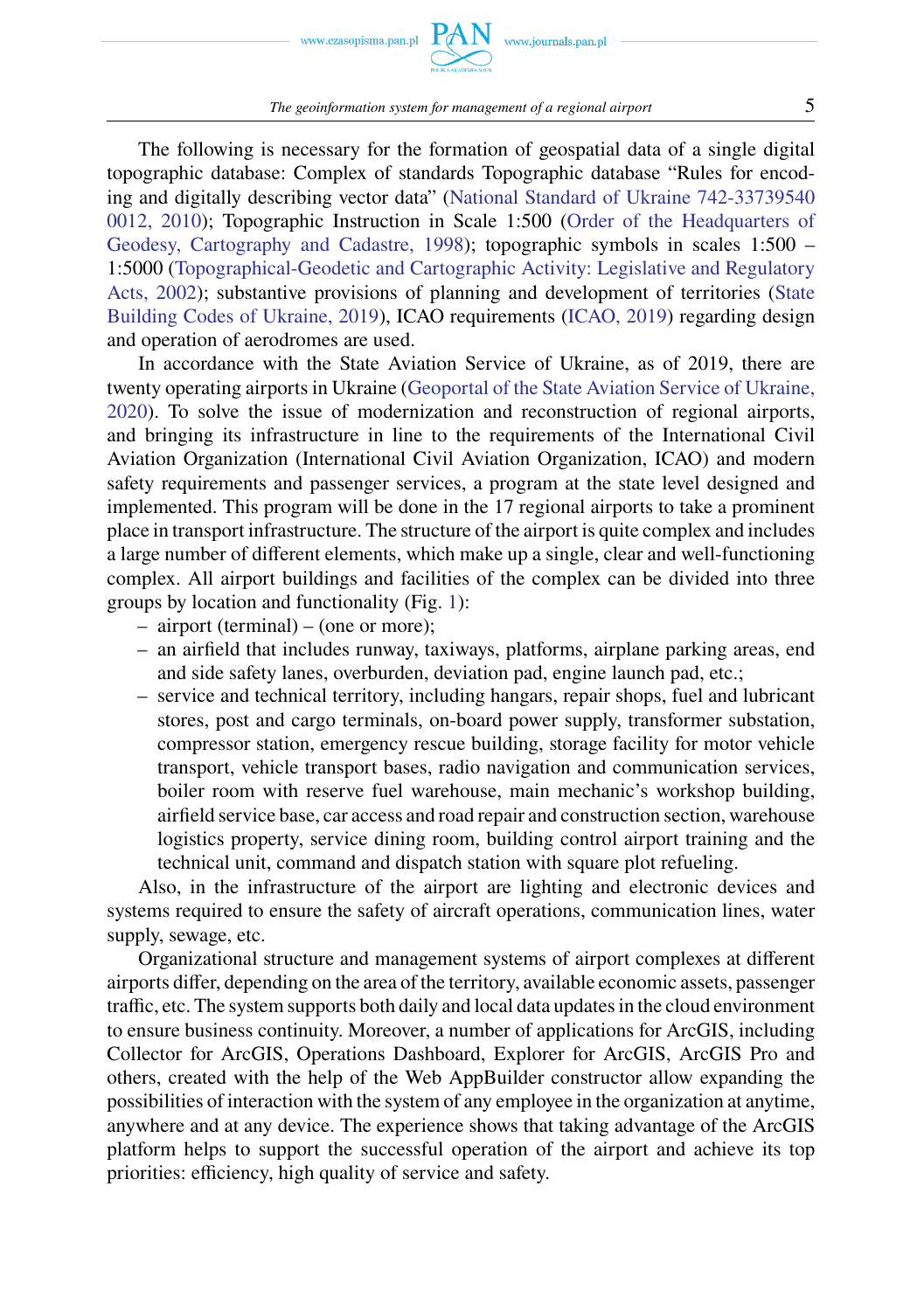The following is necessary for the formation of geospatial data of a single digital topographic database: Complex of standards Topographic database "Rules for encoding and digitally describing vector data" (National Standard of Ukraine 742-33739540 0012, 2010); Topographic Instruction in Scale 1:500 (Order of the Headquarters of Geodesy, Cartography and Cadastre, 1998); topographic symbols in scales 1:500 – 1:5000 (Topographical-Geodetic and Cartographic Activity: Legislative and Regulatory Acts, 2002); substantive provisions of planning and development of territories (State Building Codes of Ukraine, 2019), ICAO requirements (ICAO, 2019) regarding design and operation of aerodromes are used.

In accordance with the State Aviation Service of Ukraine, as of 2019, there are twenty operating airports in Ukraine (Geoportal of the State Aviation Service of Ukraine, 2020). To solve the issue of modernization and reconstruction of regional airports, and bringing its infrastructure in line to the requirements of the International Civil Aviation Organization (International Civil Aviation Organization, ICAO) and modern safety requirements and passenger services, a program at the state level designed and implemented. This program will be done in the 17 regional airports to take a prominent place in transport infrastructure. The structure of the airport is quite complex and includes a large number of different elements, which make up a single, clear and well-functioning complex. All airport buildings and facilities of the complex can be divided into three groups by location and functionality (Fig. 1):

- airport (terminal) – (one or more);
- an airfield that includes runway, taxiways, platforms, airplane parking areas, end and side safety lanes, overburden, deviation pad, engine launch pad, etc.;
- service and technical territory, including hangars, repair shops, fuel and lubricant stores, post and cargo terminals, on-board power supply, transformer substation, compressor station, emergency rescue building, storage facility for motor vehicle transport, vehicle transport bases, radio navigation and communication services, boiler room with reserve fuel warehouse, main mechanic's workshop building, airfield service base, car access and road repair and construction section, warehouse logistics property, service dining room, building control airport training and the technical unit, command and dispatch station with square plot refueling.

Also, in the infrastructure of the airport are lighting and electronic devices and systems required to ensure the safety of aircraft operations, communication lines, water supply, sewage, etc.

Organizational structure and management systems of airport complexes at different airports differ, depending on the area of the territory, available economic assets, passenger traffic, etc. The system supports both daily and local data updates in the cloud environment to ensure business continuity. Moreover, a number of applications for ArcGIS, including Collector for ArcGIS, Operations Dashboard, Explorer for ArcGIS, ArcGIS Pro and others, created with the help of the Web AppBuilder constructor allow expanding the possibilities of interaction with the system of any employee in the organization at anytime, anywhere and at any device. The experience shows that taking advantage of the ArcGIS platform helps to support the successful operation of the airport and achieve its top priorities: efficiency, high quality of service and safety.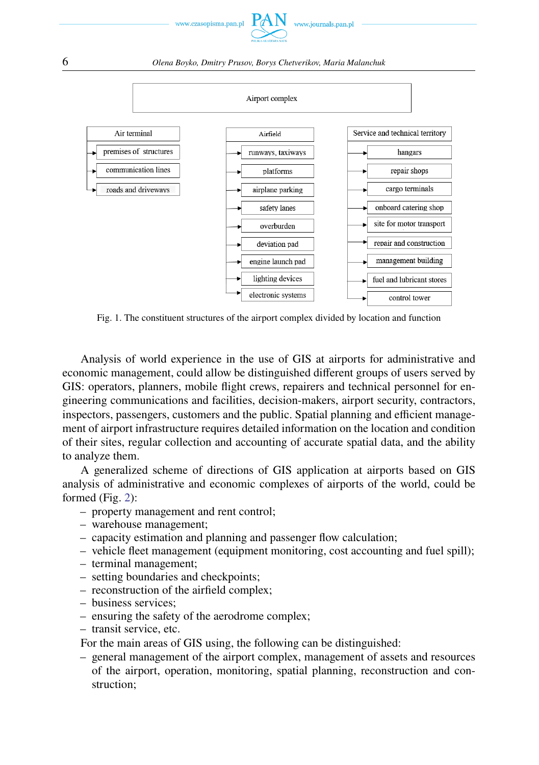Airport complex

- Air terminal
  - premises of structures
  - communication lines
  - roads and driveways
- Airfield
  - runways, taxiways
  - platforms
  - airplane parking
  - safety lanes
  - overburden
  - deviation pad
  - engine launch pad
  - lighting devices
  - electronic systems
- Service and technical territory
  - hangars
  - repair shops
  - cargo terminals
  - onboard catering shop
  - site for motor transport
  - repair and construction
  - management building
  - fuel and lubricant stores
  - control tower

Fig. 1. The constituent structures of the airport complex divided by location and function

Analysis of world experience in the use of GIS at airports for administrative and economic management, could allow be distinguished different groups of users served by GIS: operators, planners, mobile flight crews, repairers and technical personnel for engineering communications and facilities, decision-makers, airport security, contractors, inspectors, passengers, customers and the public. Spatial planning and efficient management of airport infrastructure requires detailed information on the location and condition of their sites, regular collection and accounting of accurate spatial data, and the ability to analyze them.

A generalized scheme of directions of GIS application at airports based on GIS analysis of administrative and economic complexes of airports of the world, could be formed (Fig. 2):

- property management and rent control;
- warehouse management;
- capacity estimation and planning and passenger flow calculation;
- vehicle fleet management (equipment monitoring, cost accounting and fuel spill);
- terminal management;
- setting boundaries and checkpoints;
- reconstruction of the airfield complex;
- business services;
- ensuring the safety of the aerodrome complex;
- transit service, etc.

For the main areas of GIS using, the following can be distinguished:

- general management of the airport complex, management of assets and resources of the airport, operation, monitoring, spatial planning, reconstruction and construction;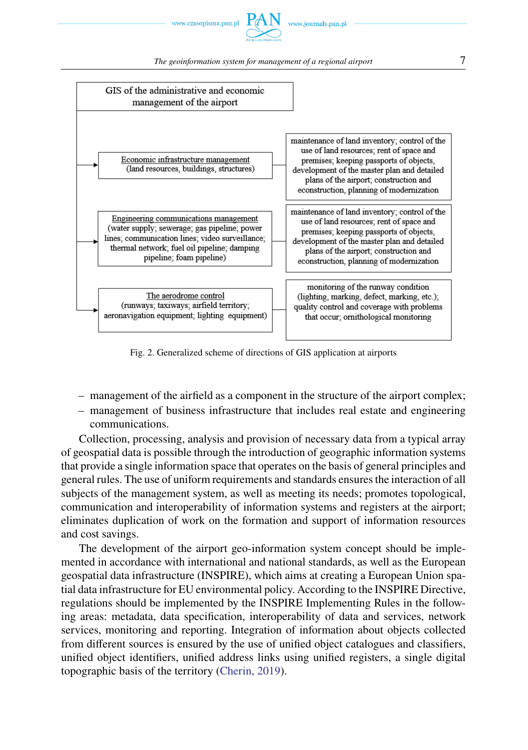GIS of the administrative and economic management of the airport

| Direction | Tasks |
| --- | --- |
| Economic infrastructure management (land resources, buildings, structures) | maintenance of land inventory; control of the use of land resources; rent of space and premises; keeping passports of objects, development of the master plan and detailed plans of the airport; construction and econstruction, planning of modernization |
| Engineering communications management (water supply; sewerage; gas pipeline; power lines; communication lines; video surveillance; thermal network; fuel oil pipeline; damping pipeline; foam pipeline) | maintenance of land inventory; control of the use of land resources; rent of space and premises; keeping passports of objects, development of the master plan and detailed plans of the airport; construction and econstruction, planning of modernization |
| The aerodrome control (runways; taxiways; airfield territory; aeronavigation equipment; lighting equipment) | monitoring of the runway condition (lighting, marking, defect, marking, etc.); quality control and coverage with problems that occur; ornithological monitoring |

Fig. 2. Generalized scheme of directions of GIS application at airports

- management of the airfield as a component in the structure of the airport complex;
- management of business infrastructure that includes real estate and engineering communications.

Collection, processing, analysis and provision of necessary data from a typical array of geospatial data is possible through the introduction of geographic information systems that provide a single information space that operates on the basis of general principles and general rules. The use of uniform requirements and standards ensures the interaction of all subjects of the management system, as well as meeting its needs; promotes topological, communication and interoperability of information systems and registers at the airport; eliminates duplication of work on the formation and support of information resources and cost savings.

The development of the airport geo-information system concept should be implemented in accordance with international and national standards, as well as the European geospatial data infrastructure (INSPIRE), which aims at creating a European Union spatial data infrastructure for EU environmental policy. According to the INSPIRE Directive, regulations should be implemented by the INSPIRE Implementing Rules in the following areas: metadata, data specification, interoperability of data and services, network services, monitoring and reporting. Integration of information about objects collected from different sources is ensured by the use of unified object catalogues and classifiers, unified object identifiers, unified address links using unified registers, a single digital topographic basis of the territory (Cherin, 2019).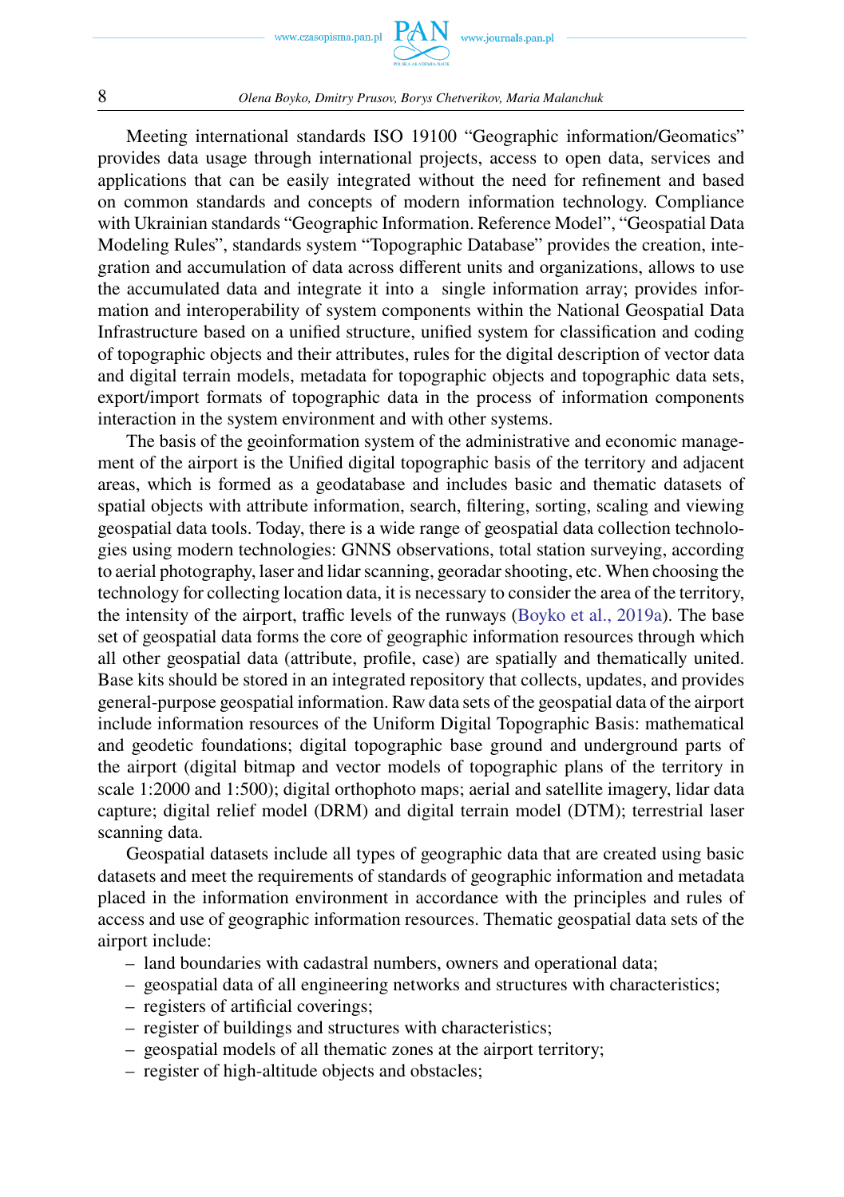Meeting international standards ISO 19100 "Geographic information/Geomatics" provides data usage through international projects, access to open data, services and applications that can be easily integrated without the need for refinement and based on common standards and concepts of modern information technology. Compliance with Ukrainian standards "Geographic Information. Reference Model", "Geospatial Data Modeling Rules", standards system "Topographic Database" provides the creation, integration and accumulation of data across different units and organizations, allows to use the accumulated data and integrate it into a single information array; provides information and interoperability of system components within the National Geospatial Data Infrastructure based on a unified structure, unified system for classification and coding of topographic objects and their attributes, rules for the digital description of vector data and digital terrain models, metadata for topographic objects and topographic data sets, export/import formats of topographic data in the process of information components interaction in the system environment and with other systems.

The basis of the geoinformation system of the administrative and economic management of the airport is the Unified digital topographic basis of the territory and adjacent areas, which is formed as a geodatabase and includes basic and thematic datasets of spatial objects with attribute information, search, filtering, sorting, scaling and viewing geospatial data tools. Today, there is a wide range of geospatial data collection technologies using modern technologies: GNNS observations, total station surveying, according to aerial photography, laser and lidar scanning, georadar shooting, etc. When choosing the technology for collecting location data, it is necessary to consider the area of the territory, the intensity of the airport, traffic levels of the runways (Boyko et al., 2019a). The base set of geospatial data forms the core of geographic information resources through which all other geospatial data (attribute, profile, case) are spatially and thematically united. Base kits should be stored in an integrated repository that collects, updates, and provides general-purpose geospatial information. Raw data sets of the geospatial data of the airport include information resources of the Uniform Digital Topographic Basis: mathematical and geodetic foundations; digital topographic base ground and underground parts of the airport (digital bitmap and vector models of topographic plans of the territory in scale 1:2000 and 1:500); digital orthophoto maps; aerial and satellite imagery, lidar data capture; digital relief model (DRM) and digital terrain model (DTM); terrestrial laser scanning data.

Geospatial datasets include all types of geographic data that are created using basic datasets and meet the requirements of standards of geographic information and metadata placed in the information environment in accordance with the principles and rules of access and use of geographic information resources. Thematic geospatial data sets of the airport include:

- land boundaries with cadastral numbers, owners and operational data;
- geospatial data of all engineering networks and structures with characteristics;
- registers of artificial coverings;
- register of buildings and structures with characteristics;
- geospatial models of all thematic zones at the airport territory;
- register of high-altitude objects and obstacles;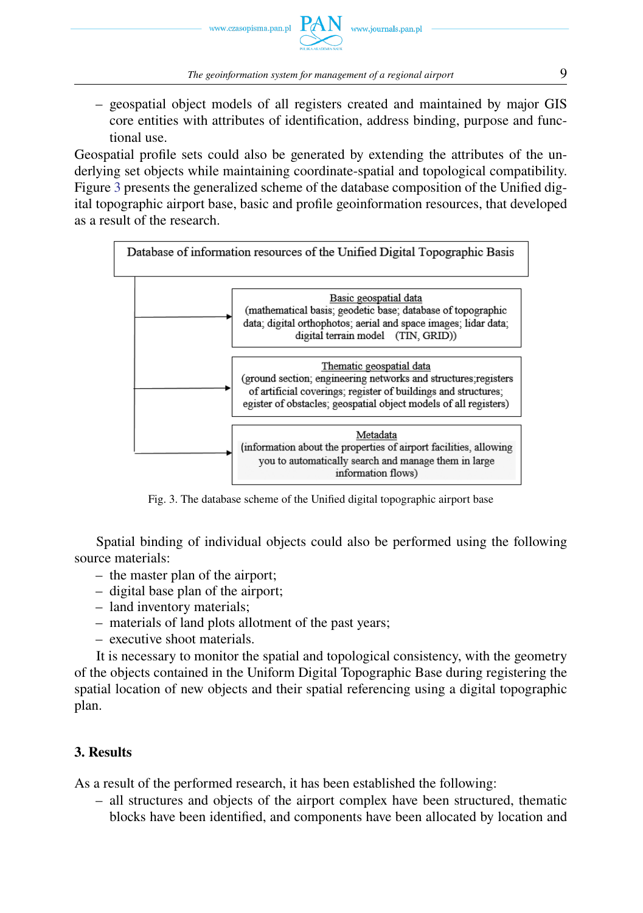– geospatial object models of all registers created and maintained by major GIS core entities with attributes of identification, address binding, purpose and functional use.

Geospatial profile sets could also be generated by extending the attributes of the underlying set objects while maintaining coordinate-spatial and topological compatibility. Figure 3 presents the generalized scheme of the database composition of the Unified digital topographic airport base, basic and profile geoinformation resources, that developed as a result of the research.

Database of information resources of the Unified Digital Topographic Basis

- Basic geospatial data (mathematical basis; geodetic base; database of topographic data; digital orthophotos; aerial and space images; lidar data; digital terrain model (TIN, GRID))
- Thematic geospatial data (ground section; engineering networks and structures;registers of artificial coverings; register of buildings and structures; egister of obstacles; geospatial object models of all registers)
- Metadata (information about the properties of airport facilities, allowing you to automatically search and manage them in large information flows)

Fig. 3. The database scheme of the Unified digital topographic airport base

Spatial binding of individual objects could also be performed using the following source materials:

– the master plan of the airport;
– digital base plan of the airport;
– land inventory materials;
– materials of land plots allotment of the past years;
– executive shoot materials.

It is necessary to monitor the spatial and topological consistency, with the geometry of the objects contained in the Uniform Digital Topographic Base during registering the spatial location of new objects and their spatial referencing using a digital topographic plan.

## 3. Results

As a result of the performed research, it has been established the following:

– all structures and objects of the airport complex have been structured, thematic blocks have been identified, and components have been allocated by location and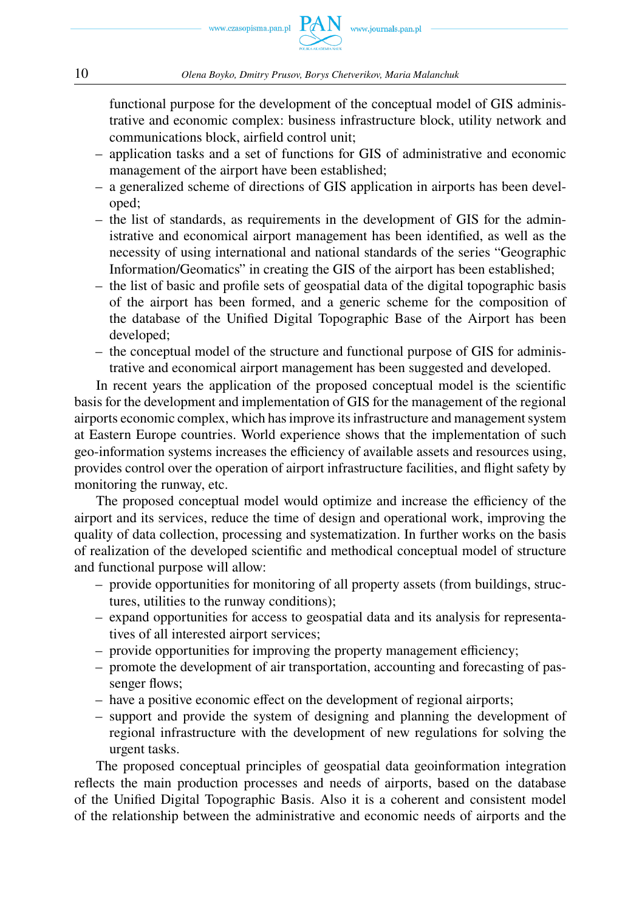functional purpose for the development of the conceptual model of GIS administrative and economic complex: business infrastructure block, utility network and communications block, airfield control unit;

- application tasks and a set of functions for GIS of administrative and economic management of the airport have been established;
- a generalized scheme of directions of GIS application in airports has been developed;
- the list of standards, as requirements in the development of GIS for the administrative and economical airport management has been identified, as well as the necessity of using international and national standards of the series "Geographic Information/Geomatics" in creating the GIS of the airport has been established;
- the list of basic and profile sets of geospatial data of the digital topographic basis of the airport has been formed, and a generic scheme for the composition of the database of the Unified Digital Topographic Base of the Airport has been developed;
- the conceptual model of the structure and functional purpose of GIS for administrative and economical airport management has been suggested and developed.

In recent years the application of the proposed conceptual model is the scientific basis for the development and implementation of GIS for the management of the regional airports economic complex, which has improve its infrastructure and management system at Eastern Europe countries. World experience shows that the implementation of such geo-information systems increases the efficiency of available assets and resources using, provides control over the operation of airport infrastructure facilities, and flight safety by monitoring the runway, etc.

The proposed conceptual model would optimize and increase the efficiency of the airport and its services, reduce the time of design and operational work, improving the quality of data collection, processing and systematization. In further works on the basis of realization of the developed scientific and methodical conceptual model of structure and functional purpose will allow:

- provide opportunities for monitoring of all property assets (from buildings, structures, utilities to the runway conditions);
- expand opportunities for access to geospatial data and its analysis for representatives of all interested airport services;
- provide opportunities for improving the property management efficiency;
- promote the development of air transportation, accounting and forecasting of passenger flows;
- have a positive economic effect on the development of regional airports;
- support and provide the system of designing and planning the development of regional infrastructure with the development of new regulations for solving the urgent tasks.

The proposed conceptual principles of geospatial data geoinformation integration reflects the main production processes and needs of airports, based on the database of the Unified Digital Topographic Basis. Also it is a coherent and consistent model of the relationship between the administrative and economic needs of airports and the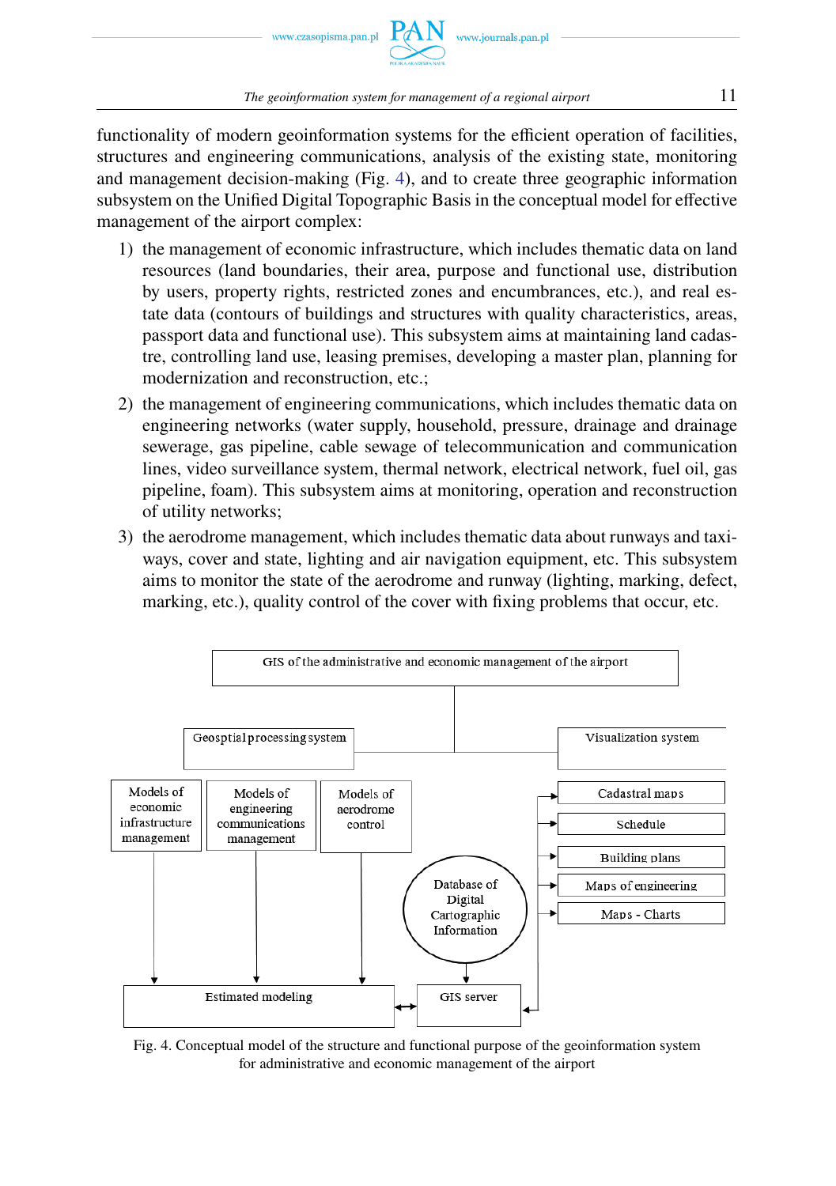functionality of modern geoinformation systems for the efficient operation of facilities, structures and engineering communications, analysis of the existing state, monitoring and management decision-making (Fig. 4), and to create three geographic information subsystem on the Unified Digital Topographic Basis in the conceptual model for effective management of the airport complex:

1) the management of economic infrastructure, which includes thematic data on land resources (land boundaries, their area, purpose and functional use, distribution by users, property rights, restricted zones and encumbrances, etc.), and real estate data (contours of buildings and structures with quality characteristics, areas, passport data and functional use). This subsystem aims at maintaining land cadastre, controlling land use, leasing premises, developing a master plan, planning for modernization and reconstruction, etc.;
2) the management of engineering communications, which includes thematic data on engineering networks (water supply, household, pressure, drainage and drainage sewerage, gas pipeline, cable sewage of telecommunication and communication lines, video surveillance system, thermal network, electrical network, fuel oil, gas pipeline, foam). This subsystem aims at monitoring, operation and reconstruction of utility networks;
3) the aerodrome management, which includes thematic data about runways and taxiways, cover and state, lighting and air navigation equipment, etc. This subsystem aims to monitor the state of the aerodrome and runway (lighting, marking, defect, marking, etc.), quality control of the cover with fixing problems that occur, etc.

GIS of the administrative and economic management of the airport

Geosptial processing system

Visualization system

Models of economic infrastructure management

Models of engineering communications management

Models of aerodrome control

Cadastral maps

Schedule

Building plans

Maps of engineering

Maps - Charts

Database of Digital Cartographic Information

Estimated modeling

GIS server

Fig. 4. Conceptual model of the structure and functional purpose of the geoinformation system for administrative and economic management of the airport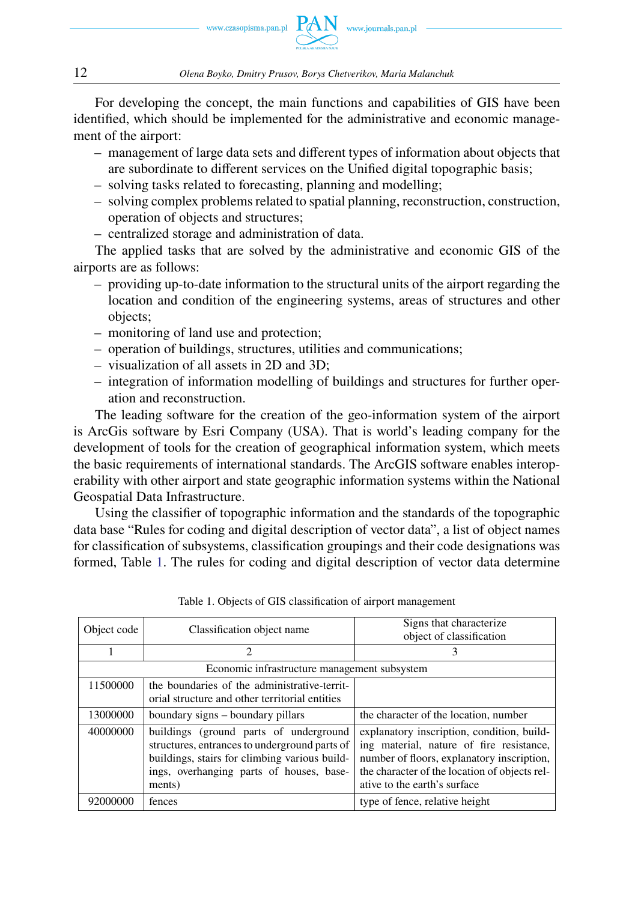For developing the concept, the main functions and capabilities of GIS have been identified, which should be implemented for the administrative and economic management of the airport:

- management of large data sets and different types of information about objects that are subordinate to different services on the Unified digital topographic basis;
- solving tasks related to forecasting, planning and modelling;
- solving complex problems related to spatial planning, reconstruction, construction, operation of objects and structures;
- centralized storage and administration of data.

The applied tasks that are solved by the administrative and economic GIS of the airports are as follows:

- providing up-to-date information to the structural units of the airport regarding the location and condition of the engineering systems, areas of structures and other objects;
- monitoring of land use and protection;
- operation of buildings, structures, utilities and communications;
- visualization of all assets in 2D and 3D;
- integration of information modelling of buildings and structures for further operation and reconstruction.

The leading software for the creation of the geo-information system of the airport is ArcGis software by Esri Company (USA). That is world's leading company for the development of tools for the creation of geographical information system, which meets the basic requirements of international standards. The ArcGIS software enables interoperability with other airport and state geographic information systems within the National Geospatial Data Infrastructure.

Using the classifier of topographic information and the standards of the topographic data base "Rules for coding and digital description of vector data", a list of object names for classification of subsystems, classification groupings and their code designations was formed, Table 1. The rules for coding and digital description of vector data determine

Table 1. Objects of GIS classification of airport management

| Object code | Classification object name | Signs that characterize object of classification |
|---|---|---|
| 1 | 2 | 3 |
| Economic infrastructure management subsystem | | |
| 11500000 | the boundaries of the administrative-territorial structure and other territorial entities | |
| 13000000 | boundary signs – boundary pillars | the character of the location, number |
| 40000000 | buildings (ground parts of underground structures, entrances to underground parts of buildings, stairs for climbing various buildings, overhanging parts of houses, basements) | explanatory inscription, condition, building material, nature of fire resistance, number of floors, explanatory inscription, the character of the location of objects relative to the earth's surface |
| 92000000 | fences | type of fence, relative height |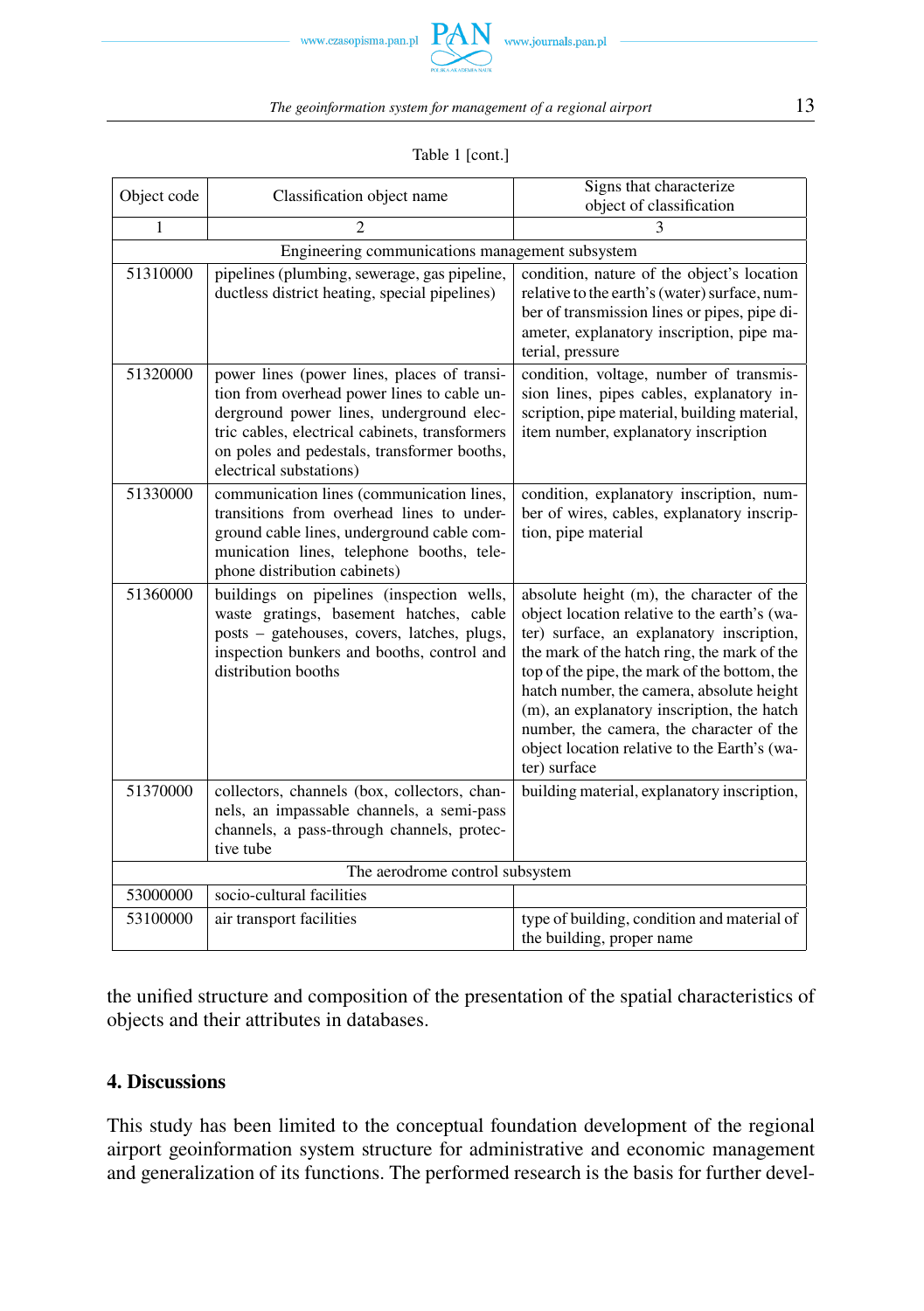Table 1 [cont.]

| Object code | Classification object name | Signs that characterize object of classification |
|---|---|---|
| 1 | 2 | 3 |
| Engineering communications management subsystem | | |
| 51310000 | pipelines (plumbing, sewerage, gas pipeline, ductless district heating, special pipelines) | condition, nature of the object's location relative to the earth's (water) surface, number of transmission lines or pipes, pipe diameter, explanatory inscription, pipe material, pressure |
| 51320000 | power lines (power lines, places of transition from overhead power lines to cable underground power lines, underground electric cables, electrical cabinets, transformers on poles and pedestals, transformer booths, electrical substations) | condition, voltage, number of transmission lines, pipes cables, explanatory inscription, pipe material, building material, item number, explanatory inscription |
| 51330000 | communication lines (communication lines, transitions from overhead lines to underground cable lines, underground cable communication lines, telephone booths, telephone distribution cabinets) | condition, explanatory inscription, number of wires, cables, explanatory inscription, pipe material |
| 51360000 | buildings on pipelines (inspection wells, waste gratings, basement hatches, cable posts – gatehouses, covers, latches, plugs, inspection bunkers and booths, control and distribution booths | absolute height (m), the character of the object location relative to the earth's (water) surface, an explanatory inscription, the mark of the hatch ring, the mark of the top of the pipe, the mark of the bottom, the hatch number, the camera, absolute height (m), an explanatory inscription, the hatch number, the camera, the character of the object location relative to the Earth's (water) surface |
| 51370000 | collectors, channels (box, collectors, channels, an impassable channels, a semi-pass channels, a pass-through channels, protective tube | building material, explanatory inscription, |
| The aerodrome control subsystem | | |
| 53000000 | socio-cultural facilities | |
| 53100000 | air transport facilities | type of building, condition and material of the building, proper name |

the unified structure and composition of the presentation of the spatial characteristics of objects and their attributes in databases.

## 4. Discussions

This study has been limited to the conceptual foundation development of the regional airport geoinformation system structure for administrative and economic management and generalization of its functions. The performed research is the basis for further devel-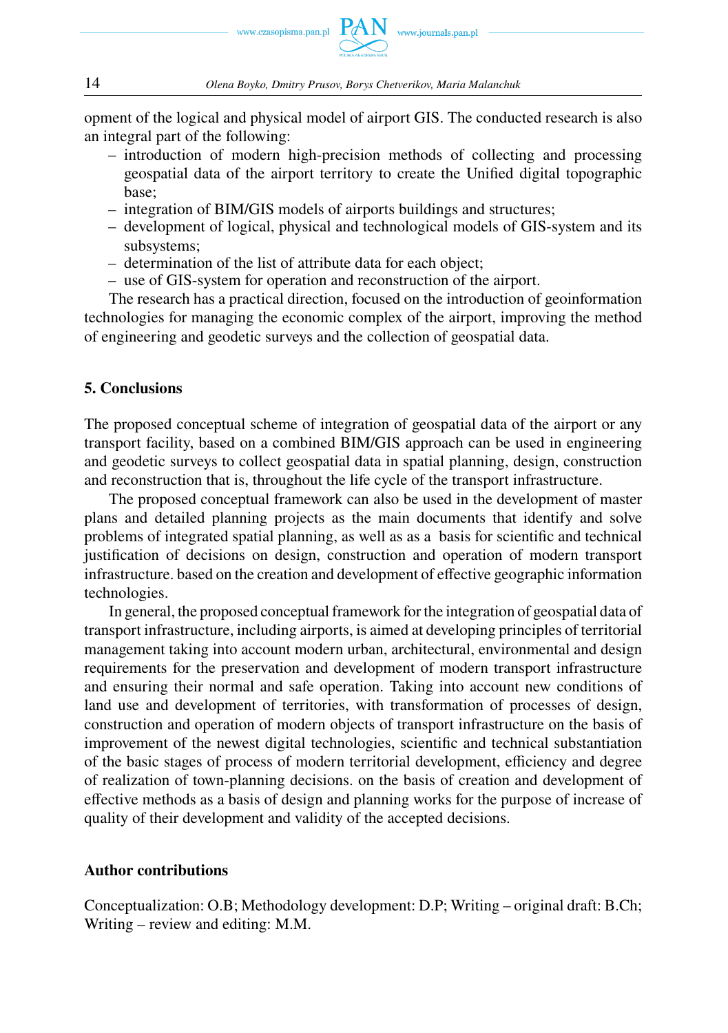opment of the logical and physical model of airport GIS. The conducted research is also an integral part of the following:

- introduction of modern high-precision methods of collecting and processing geospatial data of the airport territory to create the Unified digital topographic base;
- integration of BIM/GIS models of airports buildings and structures;
- development of logical, physical and technological models of GIS-system and its subsystems;
- determination of the list of attribute data for each object;
- use of GIS-system for operation and reconstruction of the airport.

The research has a practical direction, focused on the introduction of geoinformation technologies for managing the economic complex of the airport, improving the method of engineering and geodetic surveys and the collection of geospatial data.

## 5. Conclusions

The proposed conceptual scheme of integration of geospatial data of the airport or any transport facility, based on a combined BIM/GIS approach can be used in engineering and geodetic surveys to collect geospatial data in spatial planning, design, construction and reconstruction that is, throughout the life cycle of the transport infrastructure.

The proposed conceptual framework can also be used in the development of master plans and detailed planning projects as the main documents that identify and solve problems of integrated spatial planning, as well as as a basis for scientific and technical justification of decisions on design, construction and operation of modern transport infrastructure. based on the creation and development of effective geographic information technologies.

In general, the proposed conceptual framework for the integration of geospatial data of transport infrastructure, including airports, is aimed at developing principles of territorial management taking into account modern urban, architectural, environmental and design requirements for the preservation and development of modern transport infrastructure and ensuring their normal and safe operation. Taking into account new conditions of land use and development of territories, with transformation of processes of design, construction and operation of modern objects of transport infrastructure on the basis of improvement of the newest digital technologies, scientific and technical substantiation of the basic stages of process of modern territorial development, efficiency and degree of realization of town-planning decisions. on the basis of creation and development of effective methods as a basis of design and planning works for the purpose of increase of quality of their development and validity of the accepted decisions.

## Author contributions

Conceptualization: O.B; Methodology development: D.P; Writing – original draft: B.Ch; Writing – review and editing: M.M.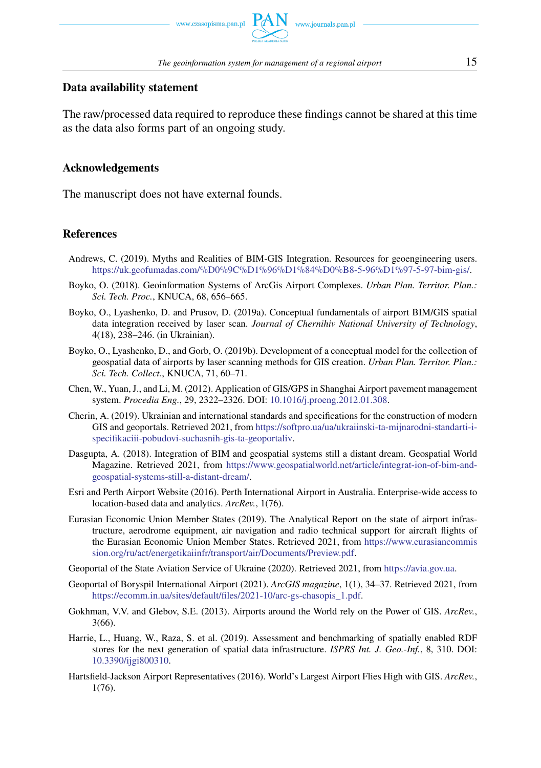## Data availability statement

The raw/processed data required to reproduce these findings cannot be shared at this time as the data also forms part of an ongoing study.

## Acknowledgements

The manuscript does not have external founds.

## References

Andrews, C. (2019). Myths and Realities of BIM-GIS Integration. Resources for geoengineering users. https://uk.geofumadas.com/%D0%9C%D1%96%D1%84%D0%B8-5-96%D1%97-5-97-bim-gis/.

Boyko, O. (2018). Geoinformation Systems of ArcGis Airport Complexes. *Urban Plan. Territor. Plan.: Sci. Tech. Proc.*, KNUCA, 68, 656–665.

Boyko, O., Lyashenko, D. and Prusov, D. (2019a). Conceptual fundamentals of airport BIM/GIS spatial data integration received by laser scan. *Journal of Chernihiv National University of Technology*, 4(18), 238–246. (in Ukrainian).

Boyko, O., Lyashenko, D., and Gorb, O. (2019b). Development of a conceptual model for the collection of geospatial data of airports by laser scanning methods for GIS creation. *Urban Plan. Territor. Plan.: Sci. Tech. Collect.*, KNUCA, 71, 60–71.

Chen, W., Yuan, J., and Li, M. (2012). Application of GIS/GPS in Shanghai Airport pavement management system. *Procedia Eng.*, 29, 2322–2326. DOI: 10.1016/j.proeng.2012.01.308.

Cherin, A. (2019). Ukrainian and international standards and specifications for the construction of modern GIS and geoportals. Retrieved 2021, from https://softpro.ua/ua/ukraiinski-ta-mijnarodni-standarti-i-specifikaciii-pobudovi-suchasnih-gis-ta-geoportaliv.

Dasgupta, A. (2018). Integration of BIM and geospatial systems still a distant dream. Geospatial World Magazine. Retrieved 2021, from https://www.geospatialworld.net/article/integrat-ion-of-bim-and-geospatial-systems-still-a-distant-dream/.

Esri and Perth Airport Website (2016). Perth International Airport in Australia. Enterprise-wide access to location-based data and analytics. *ArcRev.*, 1(76).

Eurasian Economic Union Member States (2019). The Analytical Report on the state of airport infrastructure, aerodrome equipment, air navigation and radio technical support for aircraft flights of the Eurasian Economic Union Member States. Retrieved 2021, from https://www.eurasiancommission.org/ru/act/energetikaiinfr/transport/air/Documents/Preview.pdf.

Geoportal of the State Aviation Service of Ukraine (2020). Retrieved 2021, from https://avia.gov.ua.

Geoportal of Boryspil International Airport (2021). *ArcGIS magazine*, 1(1), 34–37. Retrieved 2021, from https://ecomm.in.ua/sites/default/files/2021-10/arc-gs-chasopis_1.pdf.

Gokhman, V.V. and Glebov, S.E. (2013). Airports around the World rely on the Power of GIS. *ArcRev.*, 3(66).

Harrie, L., Huang, W., Raza, S. et al. (2019). Assessment and benchmarking of spatially enabled RDF stores for the next generation of spatial data infrastructure. *ISPRS Int. J. Geo.-Inf.*, 8, 310. DOI: 10.3390/ijgi800310.

Hartsfield-Jackson Airport Representatives (2016). World's Largest Airport Flies High with GIS. *ArcRev.*, 1(76).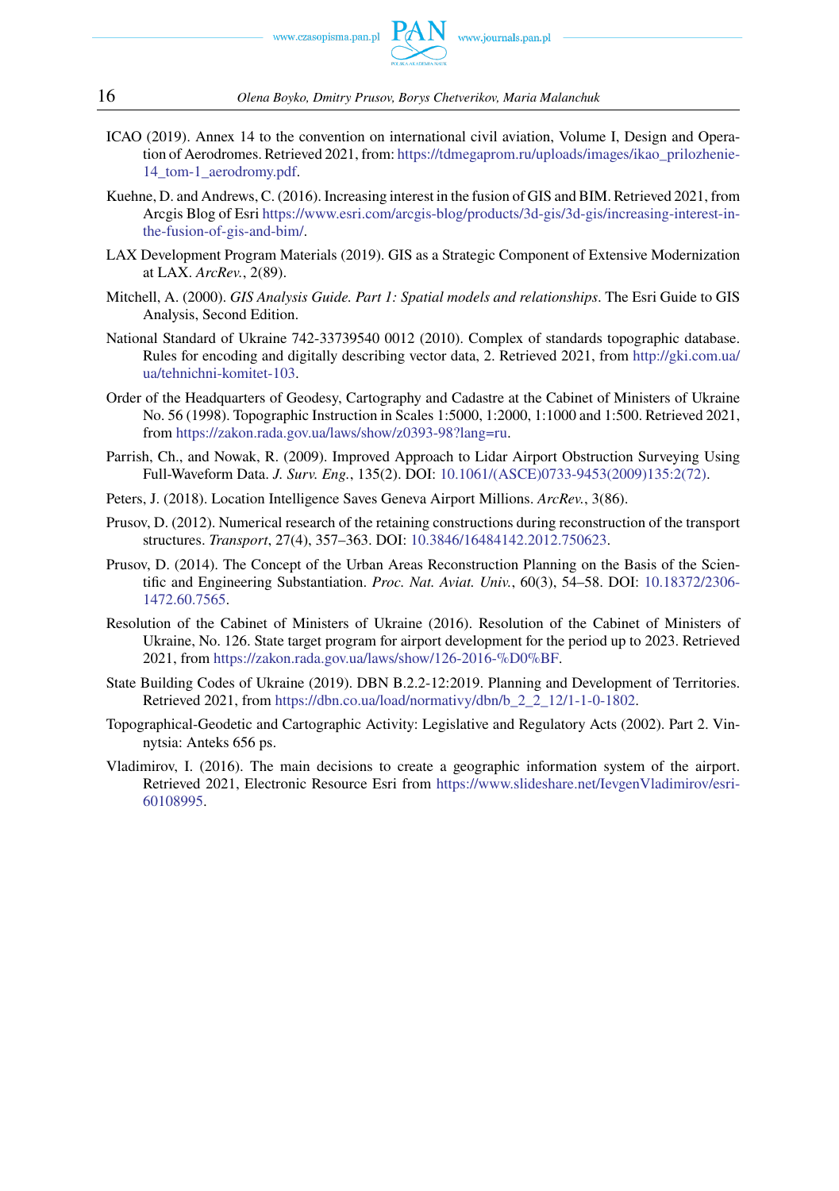ICAO (2019). Annex 14 to the convention on international civil aviation, Volume I, Design and Operation of Aerodromes. Retrieved 2021, from: https://tdmegaprom.ru/uploads/images/ikao_prilozhenie-14_tom-1_aerodromy.pdf.

Kuehne, D. and Andrews, C. (2016). Increasing interest in the fusion of GIS and BIM. Retrieved 2021, from Arcgis Blog of Esri https://www.esri.com/arcgis-blog/products/3d-gis/3d-gis/increasing-interest-in-the-fusion-of-gis-and-bim/.

LAX Development Program Materials (2019). GIS as a Strategic Component of Extensive Modernization at LAX. *ArcRev.*, 2(89).

Mitchell, A. (2000). *GIS Analysis Guide. Part 1: Spatial models and relationships*. The Esri Guide to GIS Analysis, Second Edition.

National Standard of Ukraine 742-33739540 0012 (2010). Complex of standards topographic database. Rules for encoding and digitally describing vector data, 2. Retrieved 2021, from http://gki.com.ua/ua/tehnichni-komitet-103.

Order of the Headquarters of Geodesy, Cartography and Cadastre at the Cabinet of Ministers of Ukraine No. 56 (1998). Topographic Instruction in Scales 1:5000, 1:2000, 1:1000 and 1:500. Retrieved 2021, from https://zakon.rada.gov.ua/laws/show/z0393-98?lang=ru.

Parrish, Ch., and Nowak, R. (2009). Improved Approach to Lidar Airport Obstruction Surveying Using Full-Waveform Data. *J. Surv. Eng.*, 135(2). DOI: 10.1061/(ASCE)0733-9453(2009)135:2(72).

Peters, J. (2018). Location Intelligence Saves Geneva Airport Millions. *ArcRev.*, 3(86).

Prusov, D. (2012). Numerical research of the retaining constructions during reconstruction of the transport structures. *Transport*, 27(4), 357–363. DOI: 10.3846/16484142.2012.750623.

Prusov, D. (2014). The Concept of the Urban Areas Reconstruction Planning on the Basis of the Scientific and Engineering Substantiation. *Proc. Nat. Aviat. Univ.*, 60(3), 54–58. DOI: 10.18372/2306-1472.60.7565.

Resolution of the Cabinet of Ministers of Ukraine (2016). Resolution of the Cabinet of Ministers of Ukraine, No. 126. State target program for airport development for the period up to 2023. Retrieved 2021, from https://zakon.rada.gov.ua/laws/show/126-2016-%D0%BF.

State Building Codes of Ukraine (2019). DBN B.2.2-12:2019. Planning and Development of Territories. Retrieved 2021, from https://dbn.co.ua/load/normativy/dbn/b_2_2_12/1-1-0-1802.

Topographical-Geodetic and Cartographic Activity: Legislative and Regulatory Acts (2002). Part 2. Vinnytsia: Anteks 656 ps.

Vladimirov, I. (2016). The main decisions to create a geographic information system of the airport. Retrieved 2021, Electronic Resource Esri from https://www.slideshare.net/IevgenVladimirov/esri-60108995.